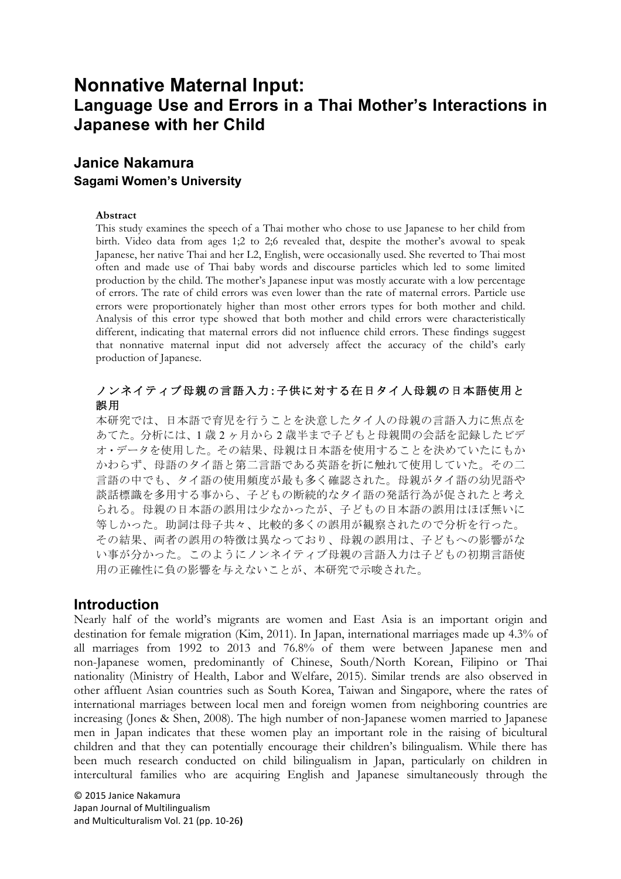# Nonnative Maternal Input:
## Language Use and Errors in a Thai Mother's Interactions in Japanese with her Child

**Janice Nakamura**
**Sagami Women's University**

**Abstract**

This study examines the speech of a Thai mother who chose to use Japanese to her child from birth. Video data from ages 1;2 to 2;6 revealed that, despite the mother's avowal to speak Japanese, her native Thai and her L2, English, were occasionally used. She reverted to Thai most often and made use of Thai baby words and discourse particles which led to some limited production by the child. The mother's Japanese input was mostly accurate with a low percentage of errors. The rate of child errors was even lower than the rate of maternal errors. Particle use errors were proportionately higher than most other errors types for both mother and child. Analysis of this error type showed that both mother and child errors were characteristically different, indicating that maternal errors did not influence child errors. These findings suggest that nonnative maternal input did not adversely affect the accuracy of the child's early production of Japanese.

**ノンネイティブ母親の言語入力:子供に対する在日タイ人母親の日本語使用と誤用**

本研究では、日本語で育児を行うことを決意したタイ人の母親の言語入力に焦点をあてた。分析には、1 歳 2 ヶ月から 2 歳半まで子どもと母親間の会話を記録したビデオ・データを使用した。その結果、母親は日本語を使用することを決めていたにもかかわらず、母語のタイ語と第二言語である英語を折に触れて使用していた。その二言語の中でも、タイ語の使用頻度が最も多く確認された。母親がタイ語の幼児語や談話標識を多用する事から、子どもの断続的なタイ語の発話行為が促されたと考えられる。母親の日本語の誤用は少なかったが、子どもの日本語の誤用はほぼ無いに等しかった。助詞は母子共々、比較的多くの誤用が観察されたので分析を行った。その結果、両者の誤用の特徴は異なっており、母親の誤用は、子どもへの影響がない事が分かった。このようにノンネイティブ母親の言語入力は子どもの初期言語使用の正確性に負の影響を与えないことが、本研究で示唆された。

## Introduction

Nearly half of the world's migrants are women and East Asia is an important origin and destination for female migration (Kim, 2011). In Japan, international marriages made up 4.3% of all marriages from 1992 to 2013 and 76.8% of them were between Japanese men and non-Japanese women, predominantly of Chinese, South/North Korean, Filipino or Thai nationality (Ministry of Health, Labor and Welfare, 2015). Similar trends are also observed in other affluent Asian countries such as South Korea, Taiwan and Singapore, where the rates of international marriages between local men and foreign women from neighboring countries are increasing (Jones & Shen, 2008). The high number of non-Japanese women married to Japanese men in Japan indicates that these women play an important role in the raising of bicultural children and that they can potentially encourage their children's bilingualism. While there has been much research conducted on child bilingualism in Japan, particularly on children in intercultural families who are acquiring English and Japanese simultaneously through the

© 2015 Janice Nakamura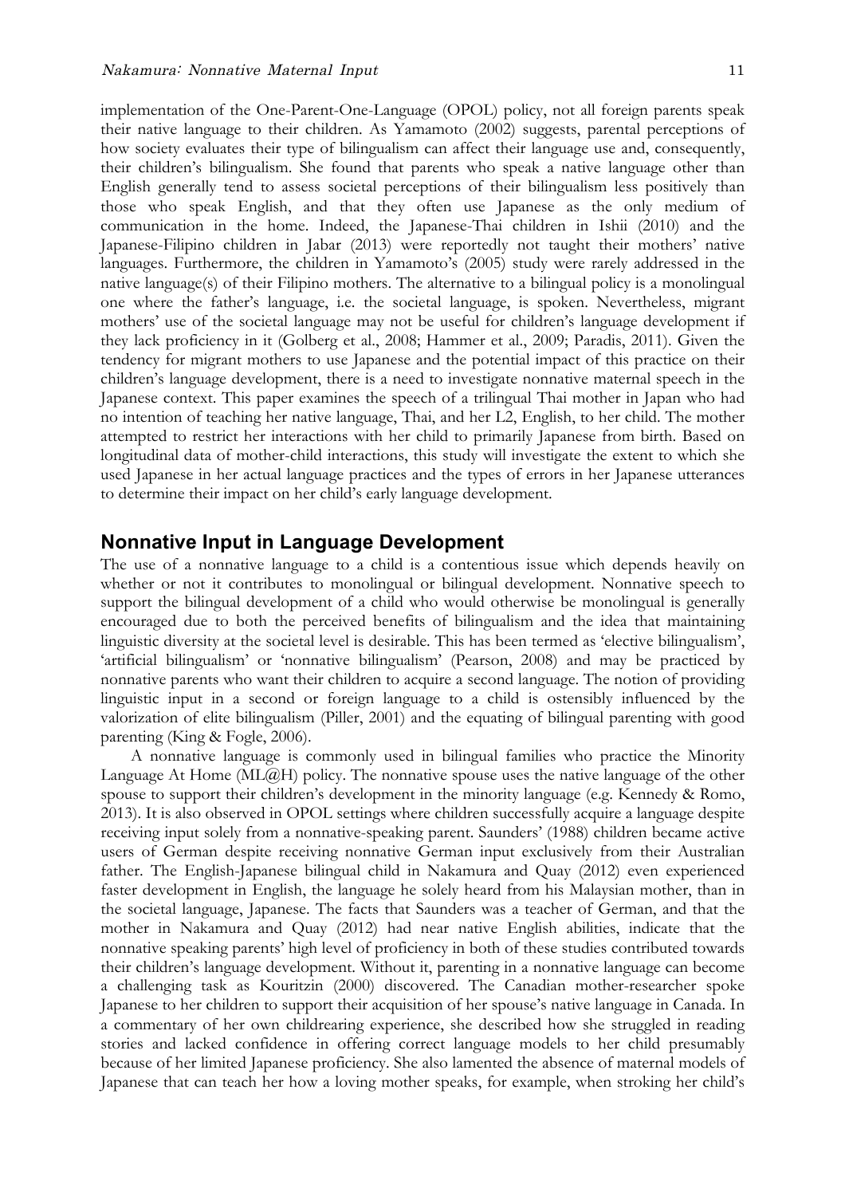implementation of the One-Parent-One-Language (OPOL) policy, not all foreign parents speak their native language to their children. As Yamamoto (2002) suggests, parental perceptions of how society evaluates their type of bilingualism can affect their language use and, consequently, their children's bilingualism. She found that parents who speak a native language other than English generally tend to assess societal perceptions of their bilingualism less positively than those who speak English, and that they often use Japanese as the only medium of communication in the home. Indeed, the Japanese-Thai children in Ishii (2010) and the Japanese-Filipino children in Jabar (2013) were reportedly not taught their mothers' native languages. Furthermore, the children in Yamamoto's (2005) study were rarely addressed in the native language(s) of their Filipino mothers. The alternative to a bilingual policy is a monolingual one where the father's language, i.e. the societal language, is spoken. Nevertheless, migrant mothers' use of the societal language may not be useful for children's language development if they lack proficiency in it (Golberg et al., 2008; Hammer et al., 2009; Paradis, 2011). Given the tendency for migrant mothers to use Japanese and the potential impact of this practice on their children's language development, there is a need to investigate nonnative maternal speech in the Japanese context. This paper examines the speech of a trilingual Thai mother in Japan who had no intention of teaching her native language, Thai, and her L2, English, to her child. The mother attempted to restrict her interactions with her child to primarily Japanese from birth. Based on longitudinal data of mother-child interactions, this study will investigate the extent to which she used Japanese in her actual language practices and the types of errors in her Japanese utterances to determine their impact on her child's early language development.

## Nonnative Input in Language Development

The use of a nonnative language to a child is a contentious issue which depends heavily on whether or not it contributes to monolingual or bilingual development. Nonnative speech to support the bilingual development of a child who would otherwise be monolingual is generally encouraged due to both the perceived benefits of bilingualism and the idea that maintaining linguistic diversity at the societal level is desirable. This has been termed as 'elective bilingualism', 'artificial bilingualism' or 'nonnative bilingualism' (Pearson, 2008) and may be practiced by nonnative parents who want their children to acquire a second language. The notion of providing linguistic input in a second or foreign language to a child is ostensibly influenced by the valorization of elite bilingualism (Piller, 2001) and the equating of bilingual parenting with good parenting (King & Fogle, 2006).

A nonnative language is commonly used in bilingual families who practice the Minority Language At Home (ML@H) policy. The nonnative spouse uses the native language of the other spouse to support their children's development in the minority language (e.g. Kennedy & Romo, 2013). It is also observed in OPOL settings where children successfully acquire a language despite receiving input solely from a nonnative-speaking parent. Saunders' (1988) children became active users of German despite receiving nonnative German input exclusively from their Australian father. The English-Japanese bilingual child in Nakamura and Quay (2012) even experienced faster development in English, the language he solely heard from his Malaysian mother, than in the societal language, Japanese. The facts that Saunders was a teacher of German, and that the mother in Nakamura and Quay (2012) had near native English abilities, indicate that the nonnative speaking parents' high level of proficiency in both of these studies contributed towards their children's language development. Without it, parenting in a nonnative language can become a challenging task as Kouritzin (2000) discovered. The Canadian mother-researcher spoke Japanese to her children to support their acquisition of her spouse's native language in Canada. In a commentary of her own childrearing experience, she described how she struggled in reading stories and lacked confidence in offering correct language models to her child presumably because of her limited Japanese proficiency. She also lamented the absence of maternal models of Japanese that can teach her how a loving mother speaks, for example, when stroking her child's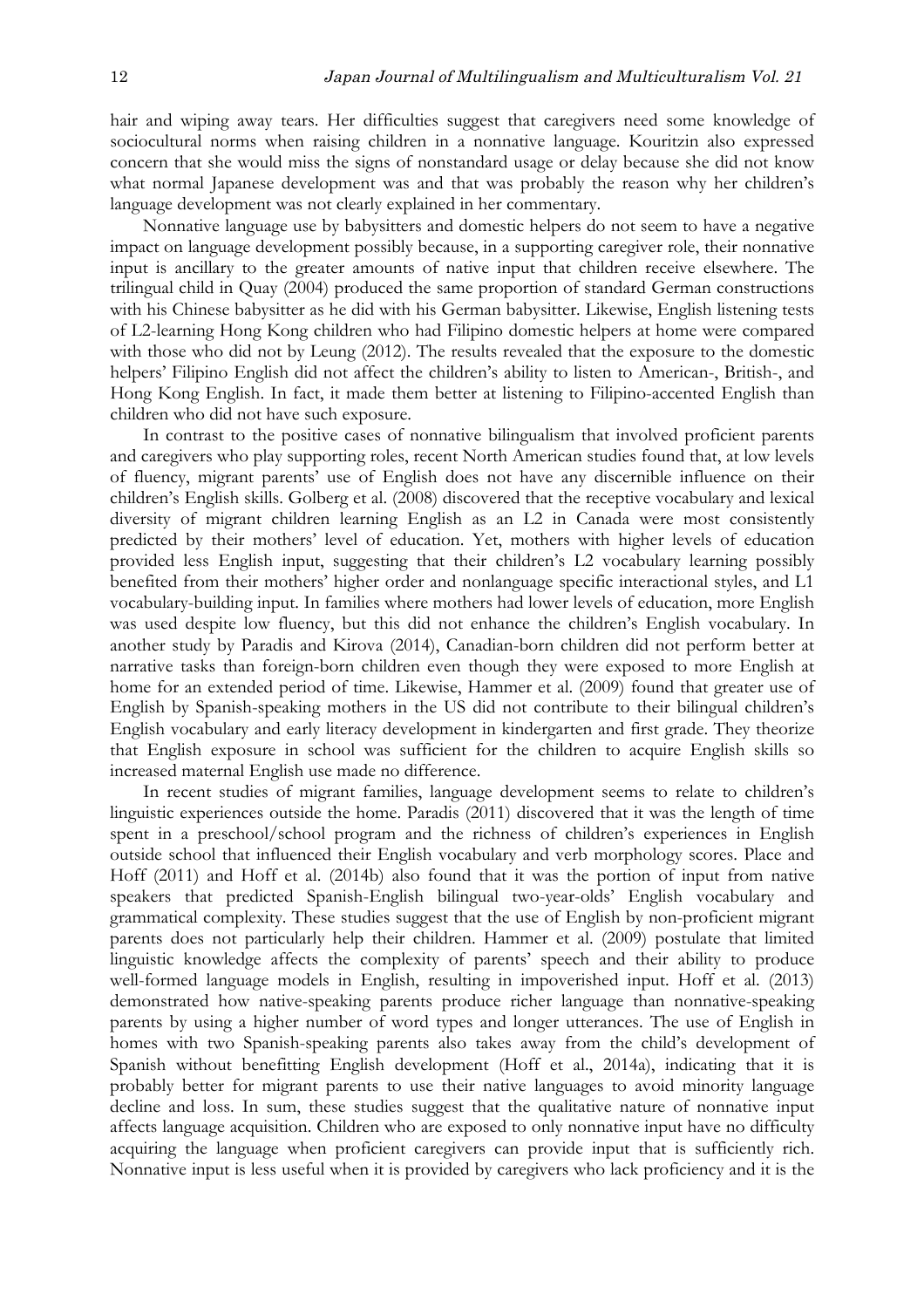hair and wiping away tears. Her difficulties suggest that caregivers need some knowledge of sociocultural norms when raising children in a nonnative language. Kouritzin also expressed concern that she would miss the signs of nonstandard usage or delay because she did not know what normal Japanese development was and that was probably the reason why her children's language development was not clearly explained in her commentary.

Nonnative language use by babysitters and domestic helpers do not seem to have a negative impact on language development possibly because, in a supporting caregiver role, their nonnative input is ancillary to the greater amounts of native input that children receive elsewhere. The trilingual child in Quay (2004) produced the same proportion of standard German constructions with his Chinese babysitter as he did with his German babysitter. Likewise, English listening tests of L2-learning Hong Kong children who had Filipino domestic helpers at home were compared with those who did not by Leung (2012). The results revealed that the exposure to the domestic helpers' Filipino English did not affect the children's ability to listen to American-, British-, and Hong Kong English. In fact, it made them better at listening to Filipino-accented English than children who did not have such exposure.

In contrast to the positive cases of nonnative bilingualism that involved proficient parents and caregivers who play supporting roles, recent North American studies found that, at low levels of fluency, migrant parents' use of English does not have any discernible influence on their children's English skills. Golberg et al. (2008) discovered that the receptive vocabulary and lexical diversity of migrant children learning English as an L2 in Canada were most consistently predicted by their mothers' level of education. Yet, mothers with higher levels of education provided less English input, suggesting that their children's L2 vocabulary learning possibly benefited from their mothers' higher order and nonlanguage specific interactional styles, and L1 vocabulary-building input. In families where mothers had lower levels of education, more English was used despite low fluency, but this did not enhance the children's English vocabulary. In another study by Paradis and Kirova (2014), Canadian-born children did not perform better at narrative tasks than foreign-born children even though they were exposed to more English at home for an extended period of time. Likewise, Hammer et al. (2009) found that greater use of English by Spanish-speaking mothers in the US did not contribute to their bilingual children's English vocabulary and early literacy development in kindergarten and first grade. They theorize that English exposure in school was sufficient for the children to acquire English skills so increased maternal English use made no difference.

In recent studies of migrant families, language development seems to relate to children's linguistic experiences outside the home. Paradis (2011) discovered that it was the length of time spent in a preschool/school program and the richness of children's experiences in English outside school that influenced their English vocabulary and verb morphology scores. Place and Hoff (2011) and Hoff et al. (2014b) also found that it was the portion of input from native speakers that predicted Spanish-English bilingual two-year-olds' English vocabulary and grammatical complexity. These studies suggest that the use of English by non-proficient migrant parents does not particularly help their children. Hammer et al. (2009) postulate that limited linguistic knowledge affects the complexity of parents' speech and their ability to produce well-formed language models in English, resulting in impoverished input. Hoff et al. (2013) demonstrated how native-speaking parents produce richer language than nonnative-speaking parents by using a higher number of word types and longer utterances. The use of English in homes with two Spanish-speaking parents also takes away from the child's development of Spanish without benefitting English development (Hoff et al., 2014a), indicating that it is probably better for migrant parents to use their native languages to avoid minority language decline and loss. In sum, these studies suggest that the qualitative nature of nonnative input affects language acquisition. Children who are exposed to only nonnative input have no difficulty acquiring the language when proficient caregivers can provide input that is sufficiently rich. Nonnative input is less useful when it is provided by caregivers who lack proficiency and it is the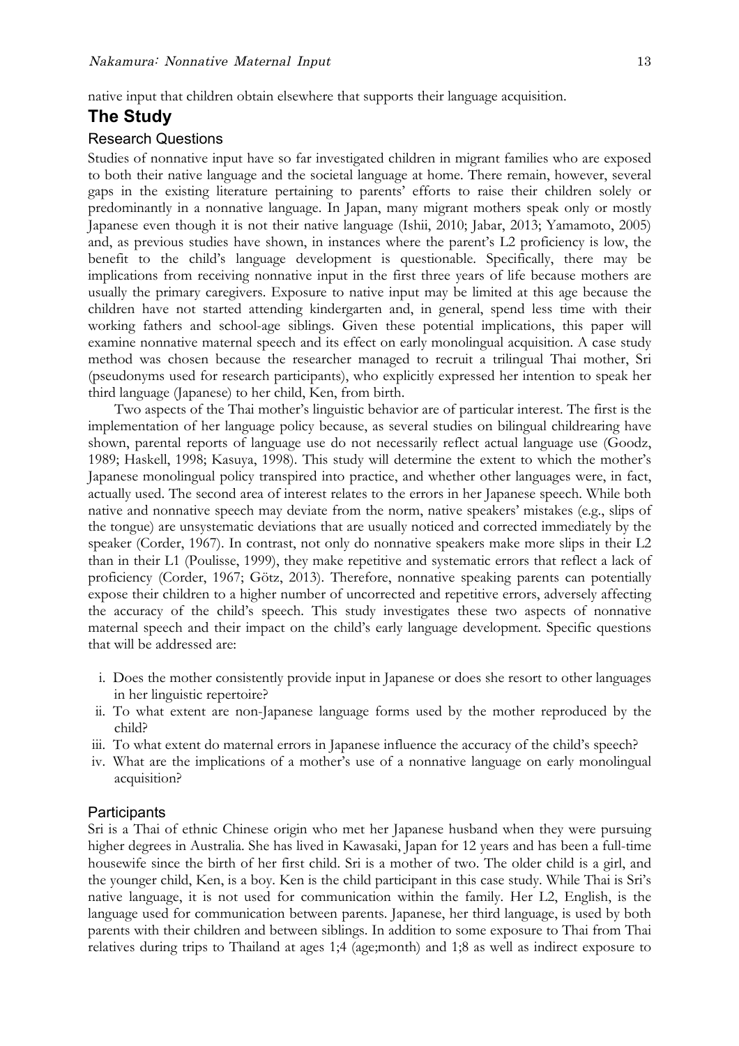native input that children obtain elsewhere that supports their language acquisition.

## The Study

### Research Questions

Studies of nonnative input have so far investigated children in migrant families who are exposed to both their native language and the societal language at home. There remain, however, several gaps in the existing literature pertaining to parents' efforts to raise their children solely or predominantly in a nonnative language. In Japan, many migrant mothers speak only or mostly Japanese even though it is not their native language (Ishii, 2010; Jabar, 2013; Yamamoto, 2005) and, as previous studies have shown, in instances where the parent's L2 proficiency is low, the benefit to the child's language development is questionable. Specifically, there may be implications from receiving nonnative input in the first three years of life because mothers are usually the primary caregivers. Exposure to native input may be limited at this age because the children have not started attending kindergarten and, in general, spend less time with their working fathers and school-age siblings. Given these potential implications, this paper will examine nonnative maternal speech and its effect on early monolingual acquisition. A case study method was chosen because the researcher managed to recruit a trilingual Thai mother, Sri (pseudonyms used for research participants), who explicitly expressed her intention to speak her third language (Japanese) to her child, Ken, from birth.

Two aspects of the Thai mother's linguistic behavior are of particular interest. The first is the implementation of her language policy because, as several studies on bilingual childrearing have shown, parental reports of language use do not necessarily reflect actual language use (Goodz, 1989; Haskell, 1998; Kasuya, 1998). This study will determine the extent to which the mother's Japanese monolingual policy transpired into practice, and whether other languages were, in fact, actually used. The second area of interest relates to the errors in her Japanese speech. While both native and nonnative speech may deviate from the norm, native speakers' mistakes (e.g., slips of the tongue) are unsystematic deviations that are usually noticed and corrected immediately by the speaker (Corder, 1967). In contrast, not only do nonnative speakers make more slips in their L2 than in their L1 (Poulisse, 1999), they make repetitive and systematic errors that reflect a lack of proficiency (Corder, 1967; Götz, 2013). Therefore, nonnative speaking parents can potentially expose their children to a higher number of uncorrected and repetitive errors, adversely affecting the accuracy of the child's speech. This study investigates these two aspects of nonnative maternal speech and their impact on the child's early language development. Specific questions that will be addressed are:

i. Does the mother consistently provide input in Japanese or does she resort to other languages in her linguistic repertoire?
ii. To what extent are non-Japanese language forms used by the mother reproduced by the child?
iii. To what extent do maternal errors in Japanese influence the accuracy of the child's speech?
iv. What are the implications of a mother's use of a nonnative language on early monolingual acquisition?

### Participants

Sri is a Thai of ethnic Chinese origin who met her Japanese husband when they were pursuing higher degrees in Australia. She has lived in Kawasaki, Japan for 12 years and has been a full-time housewife since the birth of her first child. Sri is a mother of two. The older child is a girl, and the younger child, Ken, is a boy. Ken is the child participant in this case study. While Thai is Sri's native language, it is not used for communication within the family. Her L2, English, is the language used for communication between parents. Japanese, her third language, is used by both parents with their children and between siblings. In addition to some exposure to Thai from Thai relatives during trips to Thailand at ages 1;4 (age;month) and 1;8 as well as indirect exposure to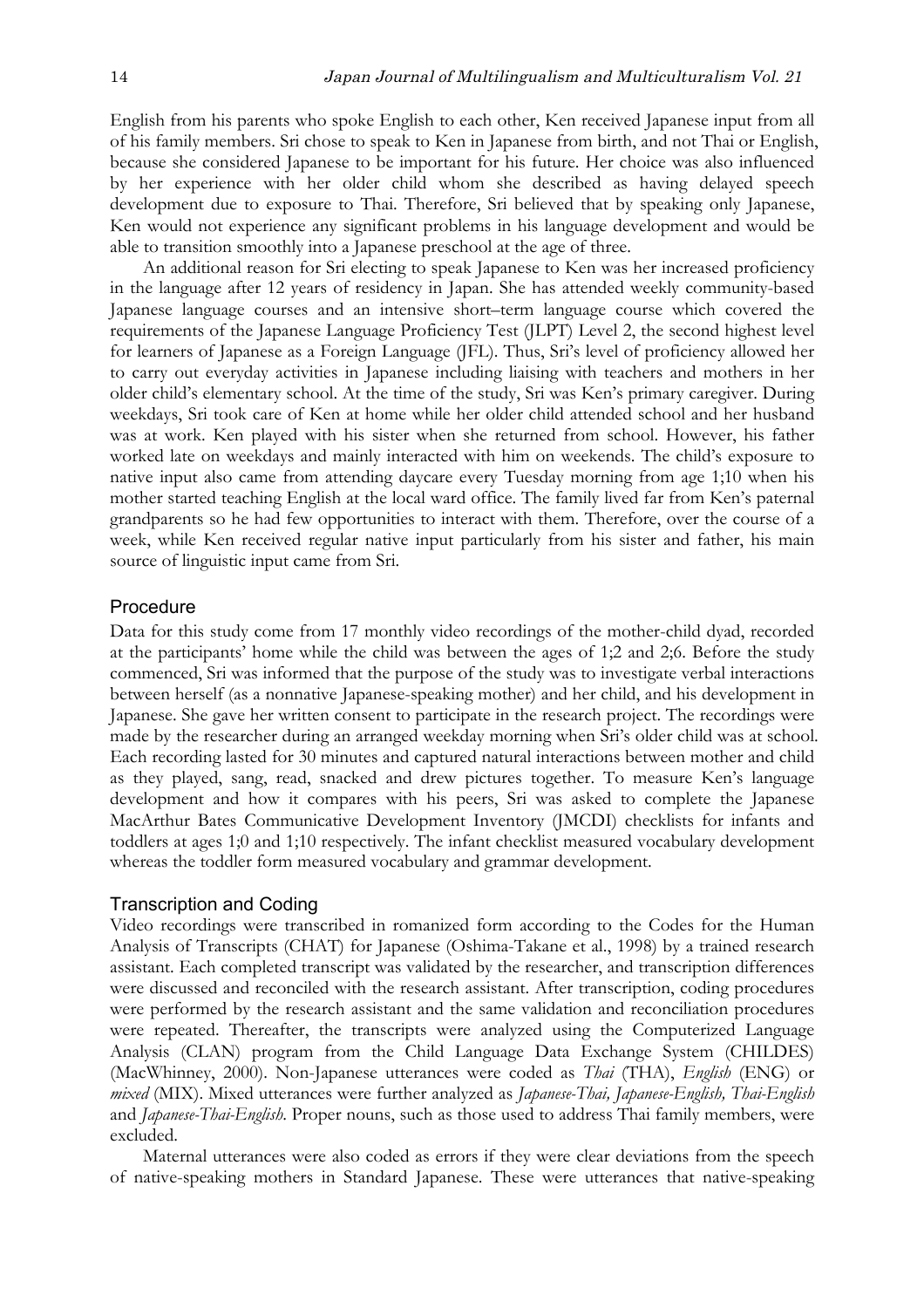English from his parents who spoke English to each other, Ken received Japanese input from all of his family members. Sri chose to speak to Ken in Japanese from birth, and not Thai or English, because she considered Japanese to be important for his future. Her choice was also influenced by her experience with her older child whom she described as having delayed speech development due to exposure to Thai. Therefore, Sri believed that by speaking only Japanese, Ken would not experience any significant problems in his language development and would be able to transition smoothly into a Japanese preschool at the age of three.

An additional reason for Sri electing to speak Japanese to Ken was her increased proficiency in the language after 12 years of residency in Japan. She has attended weekly community-based Japanese language courses and an intensive short–term language course which covered the requirements of the Japanese Language Proficiency Test (JLPT) Level 2, the second highest level for learners of Japanese as a Foreign Language (JFL). Thus, Sri's level of proficiency allowed her to carry out everyday activities in Japanese including liaising with teachers and mothers in her older child's elementary school. At the time of the study, Sri was Ken's primary caregiver. During weekdays, Sri took care of Ken at home while her older child attended school and her husband was at work. Ken played with his sister when she returned from school. However, his father worked late on weekdays and mainly interacted with him on weekends. The child's exposure to native input also came from attending daycare every Tuesday morning from age 1;10 when his mother started teaching English at the local ward office. The family lived far from Ken's paternal grandparents so he had few opportunities to interact with them. Therefore, over the course of a week, while Ken received regular native input particularly from his sister and father, his main source of linguistic input came from Sri.

## Procedure

Data for this study come from 17 monthly video recordings of the mother-child dyad, recorded at the participants' home while the child was between the ages of 1;2 and 2;6. Before the study commenced, Sri was informed that the purpose of the study was to investigate verbal interactions between herself (as a nonnative Japanese-speaking mother) and her child, and his development in Japanese. She gave her written consent to participate in the research project. The recordings were made by the researcher during an arranged weekday morning when Sri's older child was at school. Each recording lasted for 30 minutes and captured natural interactions between mother and child as they played, sang, read, snacked and drew pictures together. To measure Ken's language development and how it compares with his peers, Sri was asked to complete the Japanese MacArthur Bates Communicative Development Inventory (JMCDI) checklists for infants and toddlers at ages 1;0 and 1;10 respectively. The infant checklist measured vocabulary development whereas the toddler form measured vocabulary and grammar development.

## Transcription and Coding

Video recordings were transcribed in romanized form according to the Codes for the Human Analysis of Transcripts (CHAT) for Japanese (Oshima-Takane et al., 1998) by a trained research assistant. Each completed transcript was validated by the researcher, and transcription differences were discussed and reconciled with the research assistant. After transcription, coding procedures were performed by the research assistant and the same validation and reconciliation procedures were repeated. Thereafter, the transcripts were analyzed using the Computerized Language Analysis (CLAN) program from the Child Language Data Exchange System (CHILDES) (MacWhinney, 2000). Non-Japanese utterances were coded as *Thai* (THA), *English* (ENG) or *mixed* (MIX). Mixed utterances were further analyzed as *Japanese-Thai, Japanese-English, Thai-English* and *Japanese-Thai-English*. Proper nouns, such as those used to address Thai family members, were excluded.

Maternal utterances were also coded as errors if they were clear deviations from the speech of native-speaking mothers in Standard Japanese. These were utterances that native-speaking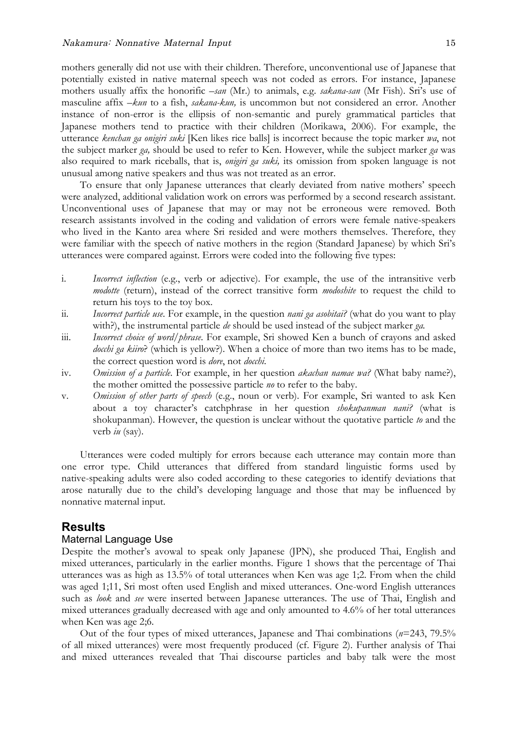mothers generally did not use with their children. Therefore, unconventional use of Japanese that potentially existed in native maternal speech was not coded as errors. For instance, Japanese mothers usually affix the honorific *–san* (Mr.) to animals, e.g. *sakana-san* (Mr Fish). Sri's use of masculine affix *–kun* to a fish, *sakana-kun,* is uncommon but not considered an error. Another instance of non-error is the ellipsis of non-semantic and purely grammatical particles that Japanese mothers tend to practice with their children (Morikawa, 2006). For example, the utterance *kenchan ga onigiri suki* [Ken likes rice balls] is incorrect because the topic marker *wa*, not the subject marker *ga,* should be used to refer to Ken. However, while the subject marker *ga* was also required to mark riceballs, that is, *onigiri ga suki,* its omission from spoken language is not unusual among native speakers and thus was not treated as an error.

To ensure that only Japanese utterances that clearly deviated from native mothers' speech were analyzed, additional validation work on errors was performed by a second research assistant. Unconventional uses of Japanese that may or may not be erroneous were removed. Both research assistants involved in the coding and validation of errors were female native-speakers who lived in the Kanto area where Sri resided and were mothers themselves. Therefore, they were familiar with the speech of native mothers in the region (Standard Japanese) by which Sri's utterances were compared against. Errors were coded into the following five types:

i. *Incorrect inflection* (e.g., verb or adjective). For example, the use of the intransitive verb *modotte* (return), instead of the correct transitive form *modoshite* to request the child to return his toys to the toy box.
ii. *Incorrect particle use*. For example, in the question *nani ga asobitai?* (what do you want to play with?), the instrumental particle *de* should be used instead of the subject marker *ga.*
iii. *Incorrect choice of word/phrase*. For example, Sri showed Ken a bunch of crayons and asked *docchi ga kiiro*? (which is yellow?). When a choice of more than two items has to be made, the correct question word is *dore*, not *docchi*.
iv. *Omission of a particle*. For example, in her question *akachan namae wa?* (What baby name?), the mother omitted the possessive particle *no* to refer to the baby.
v. *Omission of other parts of speech* (e.g., noun or verb). For example, Sri wanted to ask Ken about a toy character's catchphrase in her question *shokupanman nani?* (what is shokupanman). However, the question is unclear without the quotative particle *to* and the verb *iu* (say).

Utterances were coded multiply for errors because each utterance may contain more than one error type. Child utterances that differed from standard linguistic forms used by native-speaking adults were also coded according to these categories to identify deviations that arose naturally due to the child's developing language and those that may be influenced by nonnative maternal input.

## Results

### Maternal Language Use

Despite the mother's avowal to speak only Japanese (JPN), she produced Thai, English and mixed utterances, particularly in the earlier months. Figure 1 shows that the percentage of Thai utterances was as high as 13.5% of total utterances when Ken was age 1;2. From when the child was aged 1;11, Sri most often used English and mixed utterances. One-word English utterances such as *look* and *see* were inserted between Japanese utterances. The use of Thai, English and mixed utterances gradually decreased with age and only amounted to 4.6% of her total utterances when Ken was age 2;6.

Out of the four types of mixed utterances, Japanese and Thai combinations ($n$=243, 79.5% of all mixed utterances) were most frequently produced (cf. Figure 2). Further analysis of Thai and mixed utterances revealed that Thai discourse particles and baby talk were the most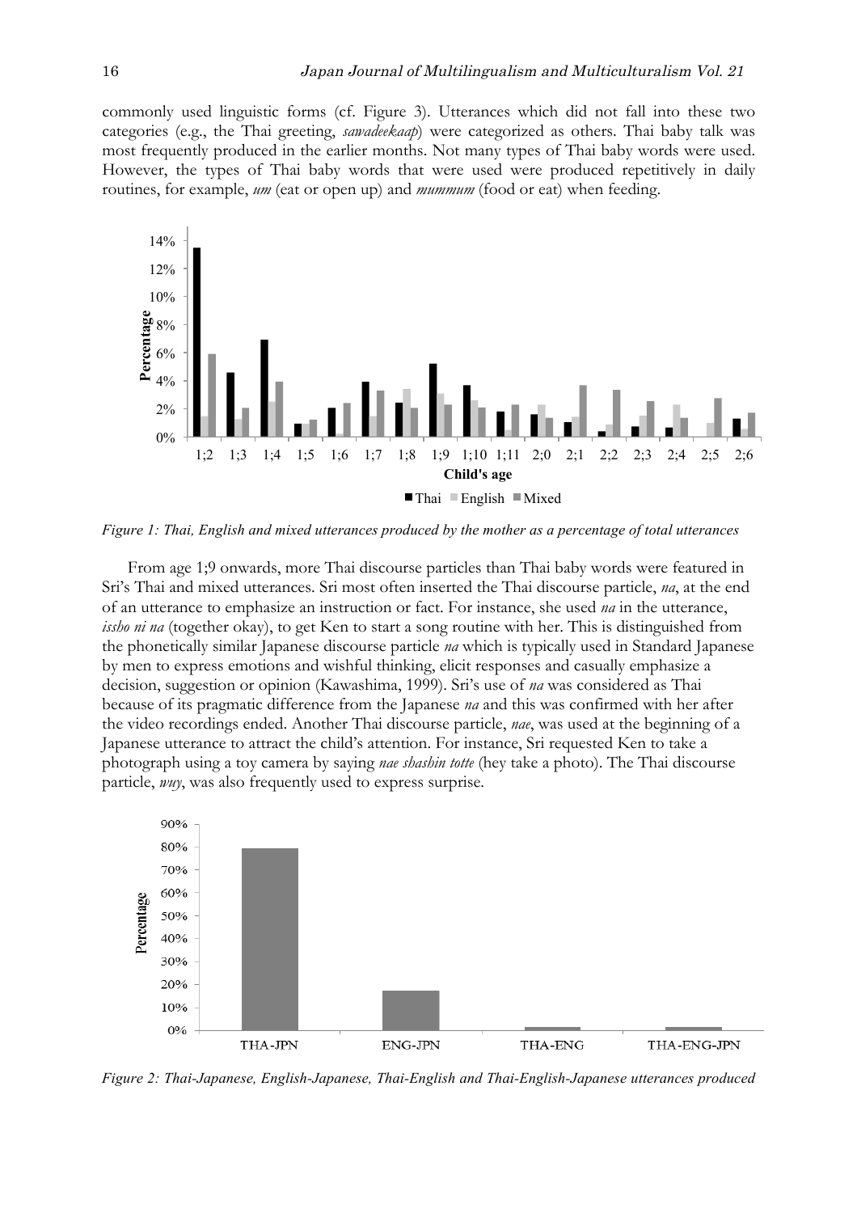commonly used linguistic forms (cf. Figure 3). Utterances which did not fall into these two categories (e.g., the Thai greeting, *sawadeekaap*) were categorized as others. Thai baby talk was most frequently produced in the earlier months. Not many types of Thai baby words were used. However, the types of Thai baby words that were used were produced repetitively in daily routines, for example, *um* (eat or open up) and *mummum* (food or eat) when feeding.

*Figure 1: Thai, English and mixed utterances produced by the mother as a percentage of total utterances*

From age 1;9 onwards, more Thai discourse particles than Thai baby words were featured in Sri's Thai and mixed utterances. Sri most often inserted the Thai discourse particle, *na*, at the end of an utterance to emphasize an instruction or fact. For instance, she used *na* in the utterance, *issho ni na* (together okay), to get Ken to start a song routine with her. This is distinguished from the phonetically similar Japanese discourse particle *na* which is typically used in Standard Japanese by men to express emotions and wishful thinking, elicit responses and casually emphasize a decision, suggestion or opinion (Kawashima, 1999). Sri's use of *na* was considered as Thai because of its pragmatic difference from the Japanese *na* and this was confirmed with her after the video recordings ended. Another Thai discourse particle, *nae*, was used at the beginning of a Japanese utterance to attract the child's attention. For instance, Sri requested Ken to take a photograph using a toy camera by saying *nae shashin totte* (hey take a photo). The Thai discourse particle, *wuy*, was also frequently used to express surprise.

*Figure 2: Thai-Japanese, English-Japanese, Thai-English and Thai-English-Japanese utterances produced*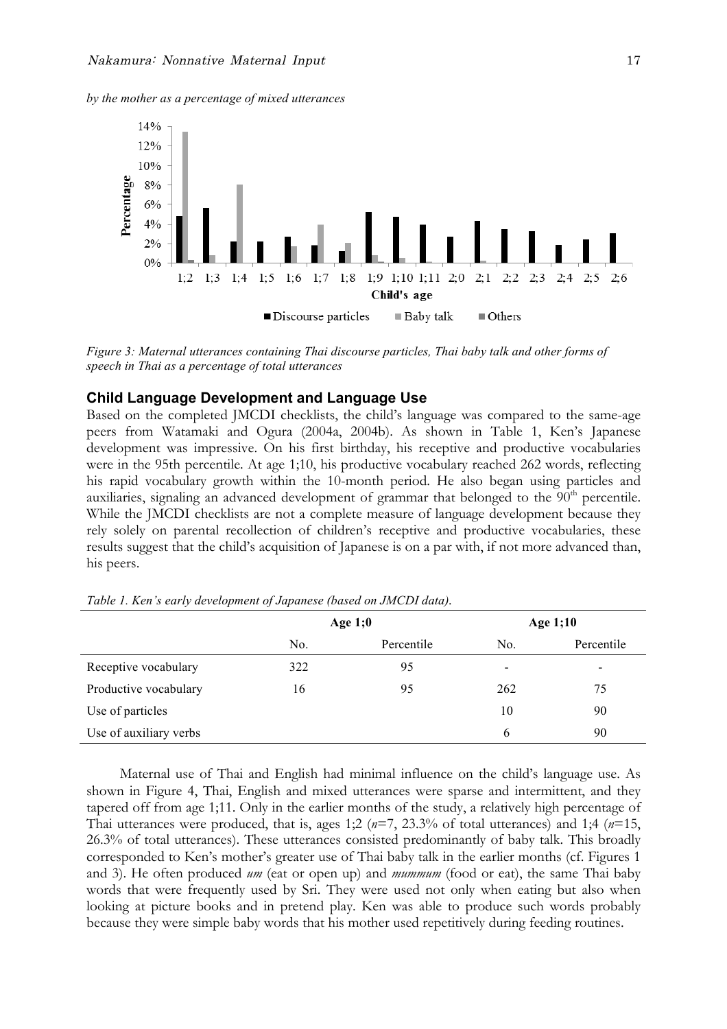*by the mother as a percentage of mixed utterances*

*Figure 3: Maternal utterances containing Thai discourse particles, Thai baby talk and other forms of speech in Thai as a percentage of total utterances*

### Child Language Development and Language Use

Based on the completed JMCDI checklists, the child's language was compared to the same-age peers from Watamaki and Ogura (2004a, 2004b). As shown in Table 1, Ken's Japanese development was impressive. On his first birthday, his receptive and productive vocabularies were in the 95th percentile. At age 1;10, his productive vocabulary reached 262 words, reflecting his rapid vocabulary growth within the 10-month period. He also began using particles and auxiliaries, signaling an advanced development of grammar that belonged to the 90th percentile. While the JMCDI checklists are not a complete measure of language development because they rely solely on parental recollection of children's receptive and productive vocabularies, these results suggest that the child's acquisition of Japanese is on a par with, if not more advanced than, his peers.

*Table 1. Ken's early development of Japanese (based on JMCDI data).*

| | Age 1;0 | | Age 1;10 | |
|---|---|---|---|---|
| | No. | Percentile | No. | Percentile |
| Receptive vocabulary | 322 | 95 | - | - |
| Productive vocabulary | 16 | 95 | 262 | 75 |
| Use of particles | | | 10 | 90 |
| Use of auxiliary verbs | | | 6 | 90 |

Maternal use of Thai and English had minimal influence on the child's language use. As shown in Figure 4, Thai, English and mixed utterances were sparse and intermittent, and they tapered off from age 1;11. Only in the earlier months of the study, a relatively high percentage of Thai utterances were produced, that is, ages 1;2 (*n*=7, 23.3% of total utterances) and 1;4 (*n*=15, 26.3% of total utterances). These utterances consisted predominantly of baby talk. This broadly corresponded to Ken's mother's greater use of Thai baby talk in the earlier months (cf. Figures 1 and 3). He often produced *um* (eat or open up) and *mummum* (food or eat), the same Thai baby words that were frequently used by Sri. They were used not only when eating but also when looking at picture books and in pretend play. Ken was able to produce such words probably because they were simple baby words that his mother used repetitively during feeding routines.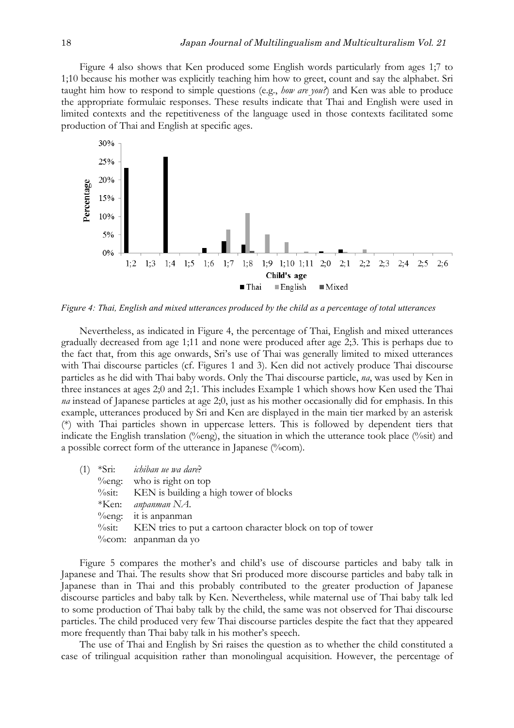Figure 4 also shows that Ken produced some English words particularly from ages 1;7 to 1;10 because his mother was explicitly teaching him how to greet, count and say the alphabet. Sri taught him how to respond to simple questions (e.g., *how are you?*) and Ken was able to produce the appropriate formulaic responses. These results indicate that Thai and English were used in limited contexts and the repetitiveness of the language used in those contexts facilitated some production of Thai and English at specific ages.

*Figure 4: Thai, English and mixed utterances produced by the child as a percentage of total utterances*

Nevertheless, as indicated in Figure 4, the percentage of Thai, English and mixed utterances gradually decreased from age 1;11 and none were produced after age 2;3. This is perhaps due to the fact that, from this age onwards, Sri's use of Thai was generally limited to mixed utterances with Thai discourse particles (cf. Figures 1 and 3). Ken did not actively produce Thai discourse particles as he did with Thai baby words. Only the Thai discourse particle, *na*, was used by Ken in three instances at ages 2;0 and 2;1. This includes Example 1 which shows how Ken used the Thai *na* instead of Japanese particles at age 2;0, just as his mother occasionally did for emphasis. In this example, utterances produced by Sri and Ken are displayed in the main tier marked by an asterisk (*) with Thai particles shown in uppercase letters. This is followed by dependent tiers that indicate the English translation (%eng), the situation in which the utterance took place (%sit) and a possible correct form of the utterance in Japanese (%com).

(1) *Sri: *ichiban ue wa dare*?
%eng: who is right on top
%sit: KEN is building a high tower of blocks
*Ken: *anpanman NA*.
%eng: it is anpanman
%sit: KEN tries to put a cartoon character block on top of tower
%com: anpanman da yo

Figure 5 compares the mother's and child's use of discourse particles and baby talk in Japanese and Thai. The results show that Sri produced more discourse particles and baby talk in Japanese than in Thai and this probably contributed to the greater production of Japanese discourse particles and baby talk by Ken. Nevertheless, while maternal use of Thai baby talk led to some production of Thai baby talk by the child, the same was not observed for Thai discourse particles. The child produced very few Thai discourse particles despite the fact that they appeared more frequently than Thai baby talk in his mother's speech.

The use of Thai and English by Sri raises the question as to whether the child constituted a case of trilingual acquisition rather than monolingual acquisition. However, the percentage of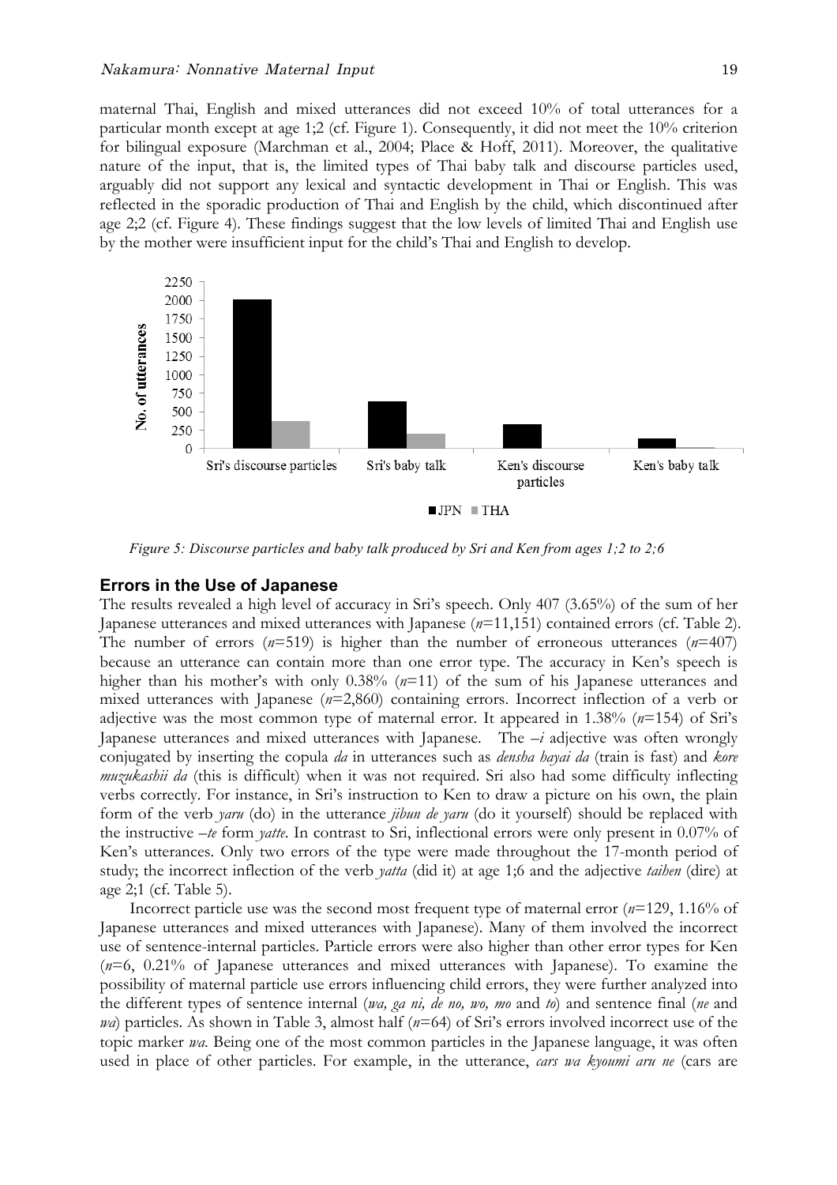maternal Thai, English and mixed utterances did not exceed 10% of total utterances for a particular month except at age 1;2 (cf. Figure 1). Consequently, it did not meet the 10% criterion for bilingual exposure (Marchman et al., 2004; Place & Hoff, 2011). Moreover, the qualitative nature of the input, that is, the limited types of Thai baby talk and discourse particles used, arguably did not support any lexical and syntactic development in Thai or English. This was reflected in the sporadic production of Thai and English by the child, which discontinued after age 2;2 (cf. Figure 4). These findings suggest that the low levels of limited Thai and English use by the mother were insufficient input for the child's Thai and English to develop.

*Figure 5: Discourse particles and baby talk produced by Sri and Ken from ages 1;2 to 2;6*

## Errors in the Use of Japanese

The results revealed a high level of accuracy in Sri's speech. Only 407 (3.65%) of the sum of her Japanese utterances and mixed utterances with Japanese (*n*=11,151) contained errors (cf. Table 2). The number of errors (*n*=519) is higher than the number of erroneous utterances (*n*=407) because an utterance can contain more than one error type. The accuracy in Ken's speech is higher than his mother's with only 0.38% (*n*=11) of the sum of his Japanese utterances and mixed utterances with Japanese (*n*=2,860) containing errors. Incorrect inflection of a verb or adjective was the most common type of maternal error. It appeared in 1.38% (*n*=154) of Sri's Japanese utterances and mixed utterances with Japanese. The *–i* adjective was often wrongly conjugated by inserting the copula *da* in utterances such as *densha hayai da* (train is fast) and *kore muzukashii da* (this is difficult) when it was not required. Sri also had some difficulty inflecting verbs correctly. For instance, in Sri's instruction to Ken to draw a picture on his own, the plain form of the verb *yaru* (do) in the utterance *jibun de yaru* (do it yourself) should be replaced with the instructive *–te* form *yatte*. In contrast to Sri, inflectional errors were only present in 0.07% of Ken's utterances. Only two errors of the type were made throughout the 17-month period of study; the incorrect inflection of the verb *yatta* (did it) at age 1;6 and the adjective *taihen* (dire) at age 2;1 (cf. Table 5).

Incorrect particle use was the second most frequent type of maternal error (*n*=129, 1.16% of Japanese utterances and mixed utterances with Japanese). Many of them involved the incorrect use of sentence-internal particles. Particle errors were also higher than other error types for Ken (*n*=6, 0.21% of Japanese utterances and mixed utterances with Japanese). To examine the possibility of maternal particle use errors influencing child errors, they were further analyzed into the different types of sentence internal (*wa, ga ni, de no, wo, mo* and *to*) and sentence final (*ne* and *wa*) particles. As shown in Table 3, almost half (*n*=64) of Sri's errors involved incorrect use of the topic marker *wa*. Being one of the most common particles in the Japanese language, it was often used in place of other particles. For example, in the utterance, *cars wa kyoumi aru ne* (cars are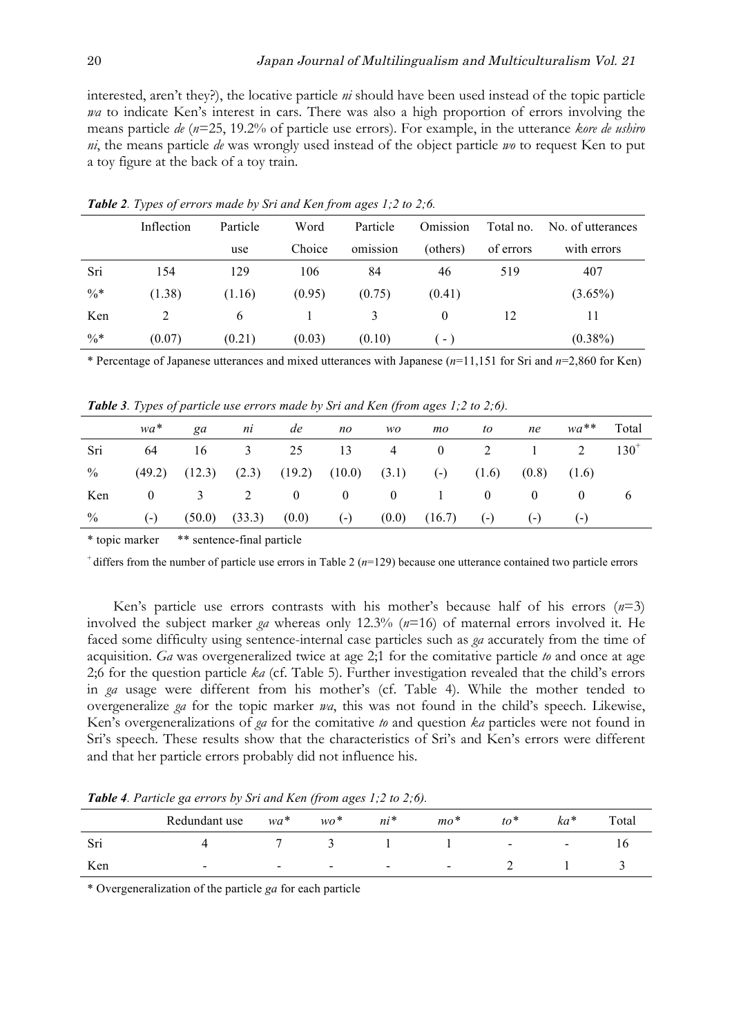interested, aren't they?), the locative particle *ni* should have been used instead of the topic particle *wa* to indicate Ken's interest in cars. There was also a high proportion of errors involving the means particle *de* (*n*=25, 19.2% of particle use errors). For example, in the utterance *kore de ushiro ni*, the means particle *de* was wrongly used instead of the object particle *wo* to request Ken to put a toy figure at the back of a toy train.

***Table 2****. Types of errors made by Sri and Ken from ages 1;2 to 2;6.*

| | Inflection | Particle use | Word Choice | Particle omission | Omission (others) | Total no. of errors | No. of utterances with errors |
|---|---|---|---|---|---|---|---|
| Sri | 154 | 129 | 106 | 84 | 46 | 519 | 407 |
| %* | (1.38) | (1.16) | (0.95) | (0.75) | (0.41) | | (3.65%) |
| Ken | 2 | 6 | 1 | 3 | 0 | 12 | 11 |
| %* | (0.07) | (0.21) | (0.03) | (0.10) | ( - ) | | (0.38%) |

\* Percentage of Japanese utterances and mixed utterances with Japanese (*n*=11,151 for Sri and *n*=2,860 for Ken)

***Table 3****. Types of particle use errors made by Sri and Ken (from ages 1;2 to 2;6).*

| | *wa\** | *ga* | *ni* | *de* | *no* | *wo* | *mo* | *to* | *ne* | *wa\*\** | Total |
|---|---|---|---|---|---|---|---|---|---|---|---|
| Sri | 64 | 16 | 3 | 25 | 13 | 4 | 0 | 2 | 1 | 2 | 130⁺ |
| % | (49.2) | (12.3) | (2.3) | (19.2) | (10.0) | (3.1) | (-) | (1.6) | (0.8) | (1.6) | |
| Ken | 0 | 3 | 2 | 0 | 0 | 0 | 1 | 0 | 0 | 0 | 6 |
| % | (-) | (50.0) | (33.3) | (0.0) | (-) | (0.0) | (16.7) | (-) | (-) | (-) | |

\* topic marker   \*\* sentence-final particle

⁺ differs from the number of particle use errors in Table 2 (*n*=129) because one utterance contained two particle errors

Ken's particle use errors contrasts with his mother's because half of his errors (*n*=3) involved the subject marker *ga* whereas only 12.3% (*n*=16) of maternal errors involved it. He faced some difficulty using sentence-internal case particles such as *ga* accurately from the time of acquisition. *Ga* was overgeneralized twice at age 2;1 for the comitative particle *to* and once at age 2;6 for the question particle *ka* (cf. Table 5). Further investigation revealed that the child's errors in *ga* usage were different from his mother's (cf. Table 4). While the mother tended to overgeneralize *ga* for the topic marker *wa*, this was not found in the child's speech. Likewise, Ken's overgeneralizations of *ga* for the comitative *to* and question *ka* particles were not found in Sri's speech. These results show that the characteristics of Sri's and Ken's errors were different and that her particle errors probably did not influence his.

***Table 4****. Particle ga errors by Sri and Ken (from ages 1;2 to 2;6).*

| | Redundant use | *wa\** | *wo\** | *ni\** | *mo\** | *to\** | *ka\** | Total |
|---|---|---|---|---|---|---|---|---|
| Sri | 4 | 7 | 3 | 1 | 1 | - | - | 16 |
| Ken | - | - | - | - | - | 2 | 1 | 3 |

\* Overgeneralization of the particle *ga* for each particle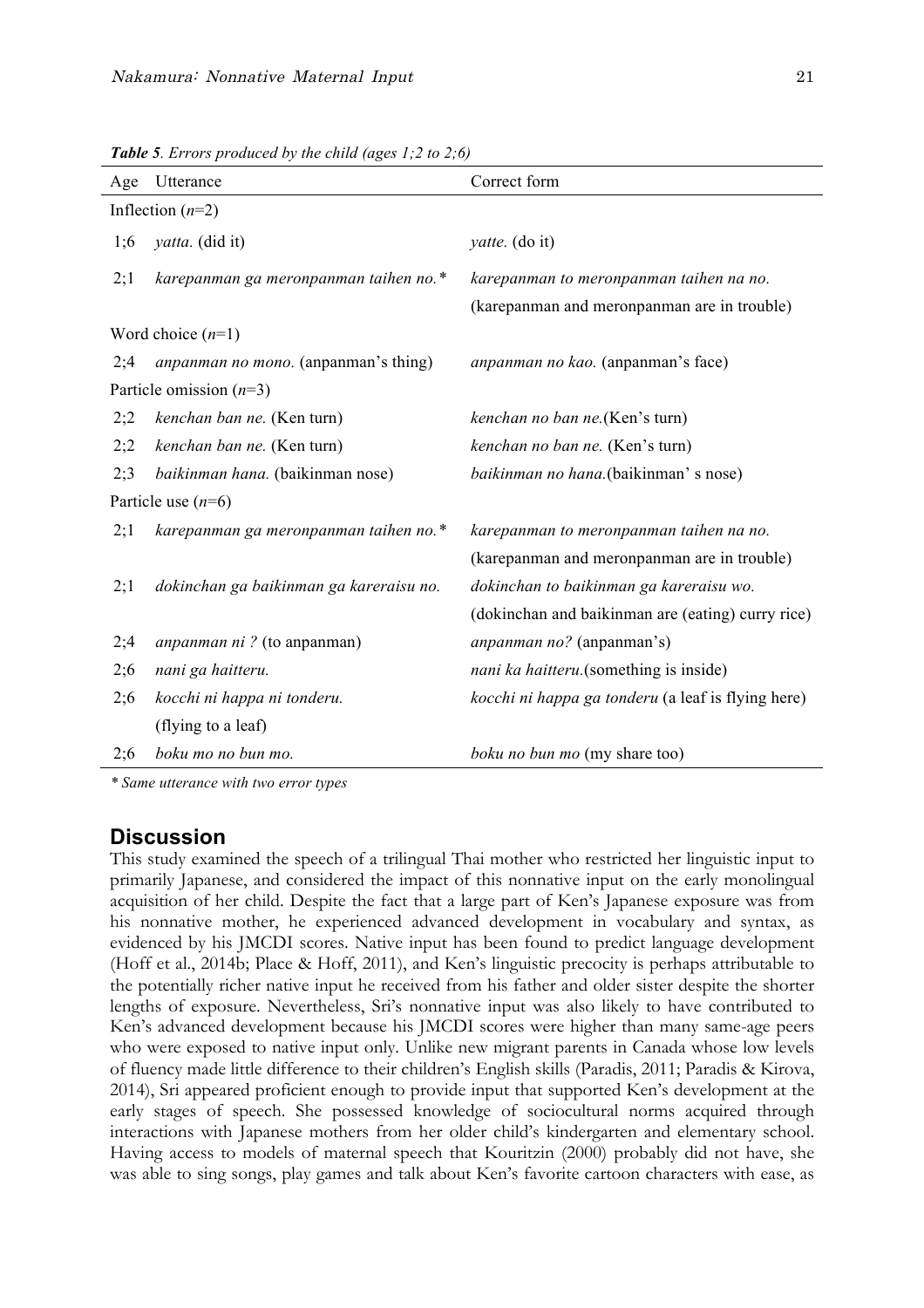***Table 5**. Errors produced by the child (ages 1;2 to 2;6)*

| Age | Utterance | Correct form |
|---|---|---|
| Inflection (*n*=2) | | |
| 1;6 | *yatta.* (did it) | *yatte.* (do it) |
| 2;1 | *karepanman ga meronpanman taihen no.** | *karepanman to meronpanman taihen na no.* (karepanman and meronpanman are in trouble) |
| Word choice (*n*=1) | | |
| 2;4 | *anpanman no mono.* (anpanman's thing) | *anpanman no kao.* (anpanman's face) |
| Particle omission (*n*=3) | | |
| 2;2 | *kenchan ban ne.* (Ken turn) | *kenchan no ban ne.*(Ken's turn) |
| 2;2 | *kenchan ban ne.* (Ken turn) | *kenchan no ban ne.* (Ken's turn) |
| 2;3 | *baikinman hana.* (baikinman nose) | *baikinman no hana.*(baikinman' s nose) |
| Particle use (*n*=6) | | |
| 2;1 | *karepanman ga meronpanman taihen no.** | *karepanman to meronpanman taihen na no.* (karepanman and meronpanman are in trouble) |
| 2;1 | *dokinchan ga baikinman ga kareraisu no.* | *dokinchan to baikinman ga kareraisu wo.* (dokinchan and baikinman are (eating) curry rice) |
| 2;4 | *anpanman ni ?* (to anpanman) | *anpanman no?* (anpanman's) |
| 2;6 | *nani ga haitteru.* | *nani ka haitteru.*(something is inside) |
| 2;6 | *kocchi ni happa ni tonderu.* (flying to a leaf) | *kocchi ni happa ga tonderu* (a leaf is flying here) |
| 2;6 | *boku mo no bun mo.* | *boku no bun mo* (my share too) |

*\* Same utterance with two error types*

## Discussion

This study examined the speech of a trilingual Thai mother who restricted her linguistic input to primarily Japanese, and considered the impact of this nonnative input on the early monolingual acquisition of her child. Despite the fact that a large part of Ken's Japanese exposure was from his nonnative mother, he experienced advanced development in vocabulary and syntax, as evidenced by his JMCDI scores. Native input has been found to predict language development (Hoff et al., 2014b; Place & Hoff, 2011), and Ken's linguistic precocity is perhaps attributable to the potentially richer native input he received from his father and older sister despite the shorter lengths of exposure. Nevertheless, Sri's nonnative input was also likely to have contributed to Ken's advanced development because his JMCDI scores were higher than many same-age peers who were exposed to native input only. Unlike new migrant parents in Canada whose low levels of fluency made little difference to their children's English skills (Paradis, 2011; Paradis & Kirova, 2014), Sri appeared proficient enough to provide input that supported Ken's development at the early stages of speech. She possessed knowledge of sociocultural norms acquired through interactions with Japanese mothers from her older child's kindergarten and elementary school. Having access to models of maternal speech that Kouritzin (2000) probably did not have, she was able to sing songs, play games and talk about Ken's favorite cartoon characters with ease, as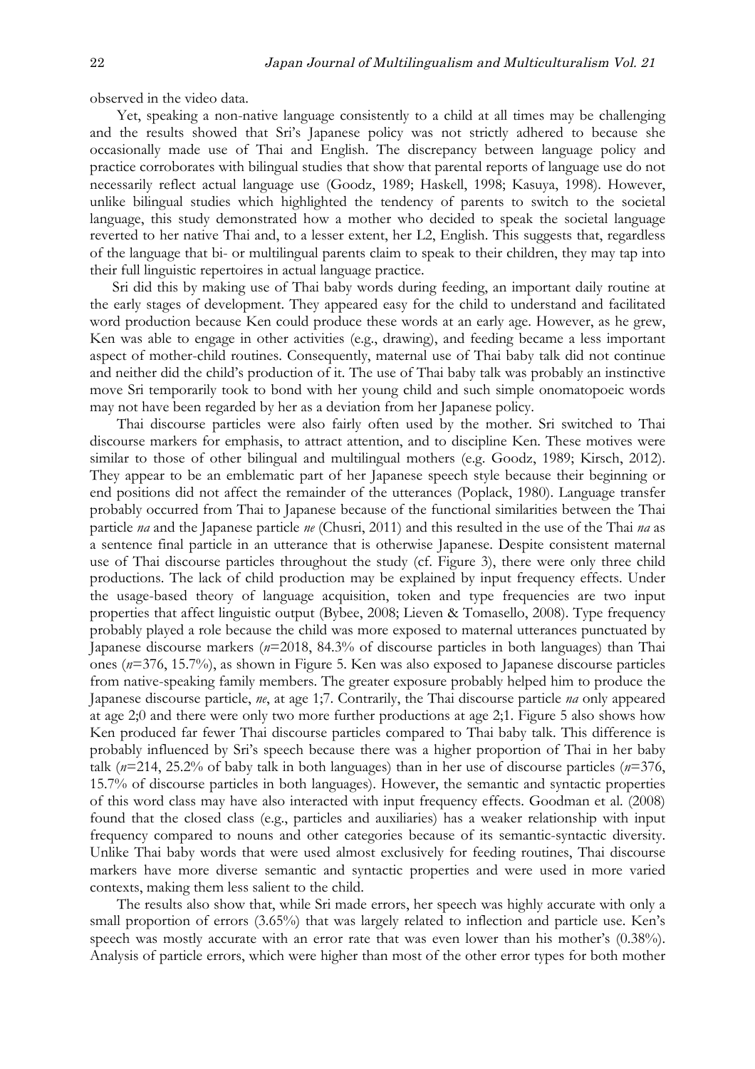observed in the video data.

Yet, speaking a non-native language consistently to a child at all times may be challenging and the results showed that Sri's Japanese policy was not strictly adhered to because she occasionally made use of Thai and English. The discrepancy between language policy and practice corroborates with bilingual studies that show that parental reports of language use do not necessarily reflect actual language use (Goodz, 1989; Haskell, 1998; Kasuya, 1998). However, unlike bilingual studies which highlighted the tendency of parents to switch to the societal language, this study demonstrated how a mother who decided to speak the societal language reverted to her native Thai and, to a lesser extent, her L2, English. This suggests that, regardless of the language that bi- or multilingual parents claim to speak to their children, they may tap into their full linguistic repertoires in actual language practice.

Sri did this by making use of Thai baby words during feeding, an important daily routine at the early stages of development. They appeared easy for the child to understand and facilitated word production because Ken could produce these words at an early age. However, as he grew, Ken was able to engage in other activities (e.g., drawing), and feeding became a less important aspect of mother-child routines. Consequently, maternal use of Thai baby talk did not continue and neither did the child's production of it. The use of Thai baby talk was probably an instinctive move Sri temporarily took to bond with her young child and such simple onomatopoeic words may not have been regarded by her as a deviation from her Japanese policy.

Thai discourse particles were also fairly often used by the mother. Sri switched to Thai discourse markers for emphasis, to attract attention, and to discipline Ken. These motives were similar to those of other bilingual and multilingual mothers (e.g. Goodz, 1989; Kirsch, 2012). They appear to be an emblematic part of her Japanese speech style because their beginning or end positions did not affect the remainder of the utterances (Poplack, 1980). Language transfer probably occurred from Thai to Japanese because of the functional similarities between the Thai particle *na* and the Japanese particle *ne* (Chusri, 2011) and this resulted in the use of the Thai *na* as a sentence final particle in an utterance that is otherwise Japanese. Despite consistent maternal use of Thai discourse particles throughout the study (cf. Figure 3), there were only three child productions. The lack of child production may be explained by input frequency effects. Under the usage-based theory of language acquisition, token and type frequencies are two input properties that affect linguistic output (Bybee, 2008; Lieven & Tomasello, 2008). Type frequency probably played a role because the child was more exposed to maternal utterances punctuated by Japanese discourse markers (*n*=2018, 84.3% of discourse particles in both languages) than Thai ones (*n*=376, 15.7%), as shown in Figure 5. Ken was also exposed to Japanese discourse particles from native-speaking family members. The greater exposure probably helped him to produce the Japanese discourse particle, *ne*, at age 1;7. Contrarily, the Thai discourse particle *na* only appeared at age 2;0 and there were only two more further productions at age 2;1. Figure 5 also shows how Ken produced far fewer Thai discourse particles compared to Thai baby talk. This difference is probably influenced by Sri's speech because there was a higher proportion of Thai in her baby talk (*n*=214, 25.2% of baby talk in both languages) than in her use of discourse particles (*n*=376, 15.7% of discourse particles in both languages). However, the semantic and syntactic properties of this word class may have also interacted with input frequency effects. Goodman et al. (2008) found that the closed class (e.g., particles and auxiliaries) has a weaker relationship with input frequency compared to nouns and other categories because of its semantic-syntactic diversity. Unlike Thai baby words that were used almost exclusively for feeding routines, Thai discourse markers have more diverse semantic and syntactic properties and were used in more varied contexts, making them less salient to the child.

The results also show that, while Sri made errors, her speech was highly accurate with only a small proportion of errors (3.65%) that was largely related to inflection and particle use. Ken's speech was mostly accurate with an error rate that was even lower than his mother's (0.38%). Analysis of particle errors, which were higher than most of the other error types for both mother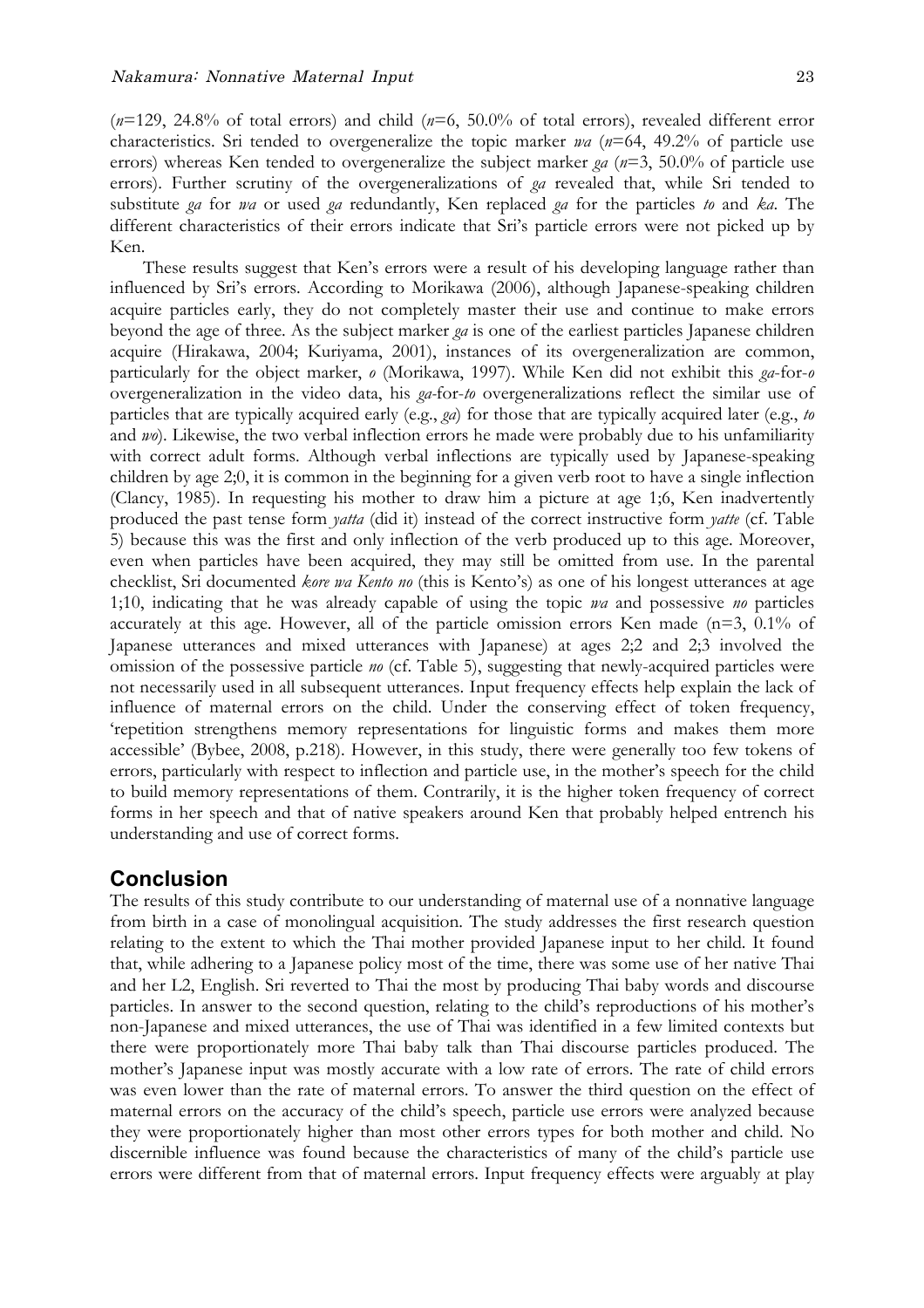(*n*=129, 24.8% of total errors) and child (*n*=6, 50.0% of total errors), revealed different error characteristics. Sri tended to overgeneralize the topic marker *wa* (*n*=64, 49.2% of particle use errors) whereas Ken tended to overgeneralize the subject marker *ga* (*n*=3, 50.0% of particle use errors). Further scrutiny of the overgeneralizations of *ga* revealed that, while Sri tended to substitute *ga* for *wa* or used *ga* redundantly, Ken replaced *ga* for the particles *to* and *ka*. The different characteristics of their errors indicate that Sri's particle errors were not picked up by Ken.

These results suggest that Ken's errors were a result of his developing language rather than influenced by Sri's errors. According to Morikawa (2006), although Japanese-speaking children acquire particles early, they do not completely master their use and continue to make errors beyond the age of three. As the subject marker *ga* is one of the earliest particles Japanese children acquire (Hirakawa, 2004; Kuriyama, 2001), instances of its overgeneralization are common, particularly for the object marker, *o* (Morikawa, 1997). While Ken did not exhibit this *ga*-for-*o* overgeneralization in the video data, his *ga*-for-*to* overgeneralizations reflect the similar use of particles that are typically acquired early (e.g., *ga*) for those that are typically acquired later (e.g., *to* and *wo*). Likewise, the two verbal inflection errors he made were probably due to his unfamiliarity with correct adult forms. Although verbal inflections are typically used by Japanese-speaking children by age 2;0, it is common in the beginning for a given verb root to have a single inflection (Clancy, 1985). In requesting his mother to draw him a picture at age 1;6, Ken inadvertently produced the past tense form *yatta* (did it) instead of the correct instructive form *yatte* (cf. Table 5) because this was the first and only inflection of the verb produced up to this age. Moreover, even when particles have been acquired, they may still be omitted from use. In the parental checklist, Sri documented *kore wa Kento no* (this is Kento's) as one of his longest utterances at age 1;10, indicating that he was already capable of using the topic *wa* and possessive *no* particles accurately at this age. However, all of the particle omission errors Ken made (n=3, 0.1% of Japanese utterances and mixed utterances with Japanese) at ages 2;2 and 2;3 involved the omission of the possessive particle *no* (cf. Table 5), suggesting that newly-acquired particles were not necessarily used in all subsequent utterances. Input frequency effects help explain the lack of influence of maternal errors on the child. Under the conserving effect of token frequency, 'repetition strengthens memory representations for linguistic forms and makes them more accessible' (Bybee, 2008, p.218). However, in this study, there were generally too few tokens of errors, particularly with respect to inflection and particle use, in the mother's speech for the child to build memory representations of them. Contrarily, it is the higher token frequency of correct forms in her speech and that of native speakers around Ken that probably helped entrench his understanding and use of correct forms.

## Conclusion

The results of this study contribute to our understanding of maternal use of a nonnative language from birth in a case of monolingual acquisition. The study addresses the first research question relating to the extent to which the Thai mother provided Japanese input to her child. It found that, while adhering to a Japanese policy most of the time, there was some use of her native Thai and her L2, English. Sri reverted to Thai the most by producing Thai baby words and discourse particles. In answer to the second question, relating to the child's reproductions of his mother's non-Japanese and mixed utterances, the use of Thai was identified in a few limited contexts but there were proportionately more Thai baby talk than Thai discourse particles produced. The mother's Japanese input was mostly accurate with a low rate of errors. The rate of child errors was even lower than the rate of maternal errors. To answer the third question on the effect of maternal errors on the accuracy of the child's speech, particle use errors were analyzed because they were proportionately higher than most other errors types for both mother and child. No discernible influence was found because the characteristics of many of the child's particle use errors were different from that of maternal errors. Input frequency effects were arguably at play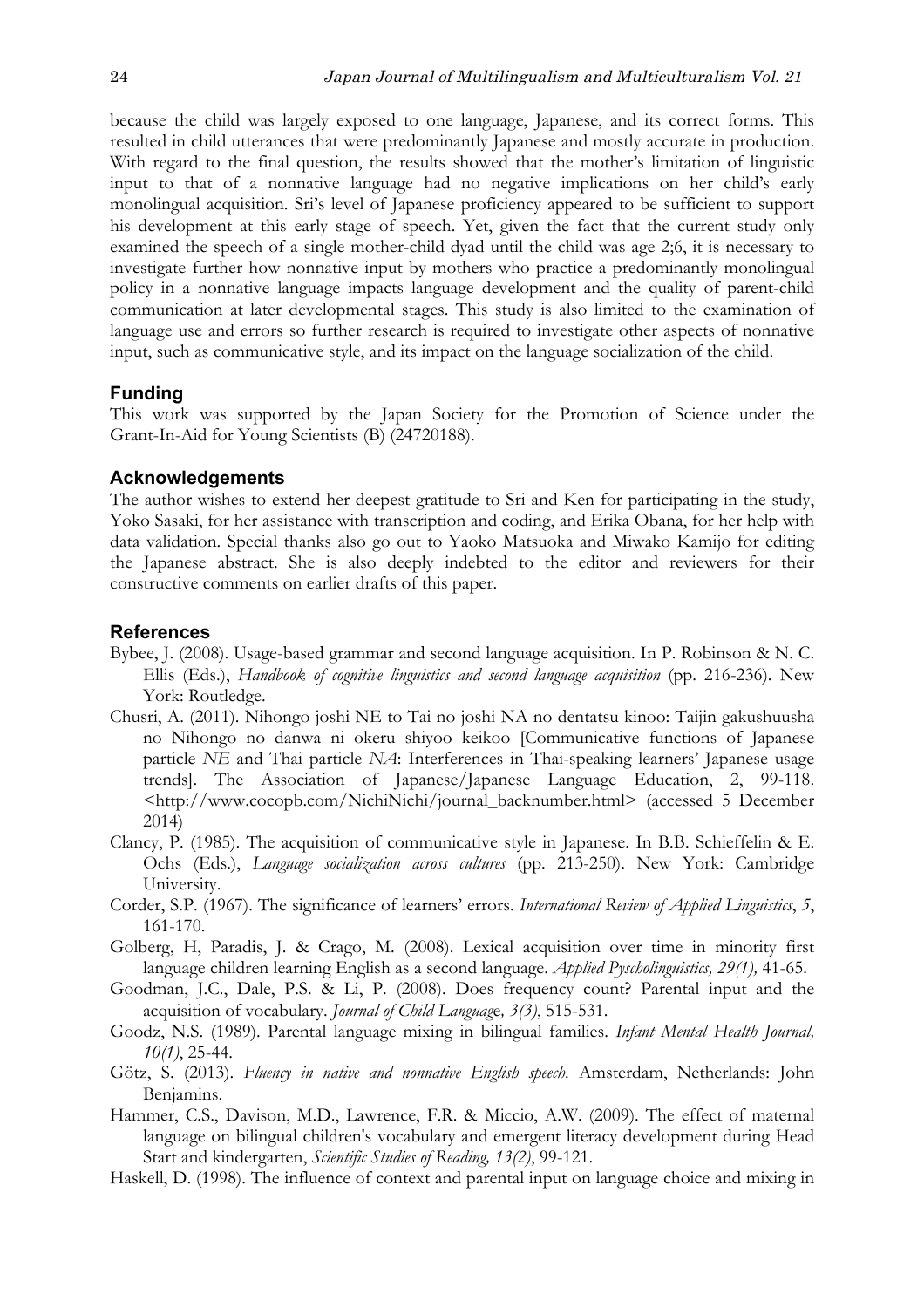because the child was largely exposed to one language, Japanese, and its correct forms. This resulted in child utterances that were predominantly Japanese and mostly accurate in production. With regard to the final question, the results showed that the mother's limitation of linguistic input to that of a nonnative language had no negative implications on her child's early monolingual acquisition. Sri's level of Japanese proficiency appeared to be sufficient to support his development at this early stage of speech. Yet, given the fact that the current study only examined the speech of a single mother-child dyad until the child was age 2;6, it is necessary to investigate further how nonnative input by mothers who practice a predominantly monolingual policy in a nonnative language impacts language development and the quality of parent-child communication at later developmental stages. This study is also limited to the examination of language use and errors so further research is required to investigate other aspects of nonnative input, such as communicative style, and its impact on the language socialization of the child.

## Funding

This work was supported by the Japan Society for the Promotion of Science under the Grant-In-Aid for Young Scientists (B) (24720188).

## Acknowledgements

The author wishes to extend her deepest gratitude to Sri and Ken for participating in the study, Yoko Sasaki, for her assistance with transcription and coding, and Erika Obana, for her help with data validation. Special thanks also go out to Yaoko Matsuoka and Miwako Kamijo for editing the Japanese abstract. She is also deeply indebted to the editor and reviewers for their constructive comments on earlier drafts of this paper.

## References

Bybee, J. (2008). Usage-based grammar and second language acquisition. In P. Robinson & N. C. Ellis (Eds.), *Handbook of cognitive linguistics and second language acquisition* (pp. 216-236). New York: Routledge.

Chusri, A. (2011). Nihongo joshi NE to Tai no joshi NA no dentatsu kinoo: Taijin gakushuusha no Nihongo no danwa ni okeru shiyoo keikoo [Communicative functions of Japanese particle *NE* and Thai particle *NA*: Interferences in Thai-speaking learners' Japanese usage trends]. The Association of Japanese/Japanese Language Education, 2, 99-118. <http://www.cocopb.com/NichiNichi/journal_backnumber.html> (accessed 5 December 2014)

Clancy, P. (1985). The acquisition of communicative style in Japanese. In B.B. Schieffelin & E. Ochs (Eds.), *Language socialization across cultures* (pp. 213-250). New York: Cambridge University.

Corder, S.P. (1967). The significance of learners' errors. *International Review of Applied Linguistics*, *5*, 161-170.

Golberg, H, Paradis, J. & Crago, M. (2008). Lexical acquisition over time in minority first language children learning English as a second language. *Applied Pyscholinguistics, 29(1),* 41-65.

Goodman, J.C., Dale, P.S. & Li, P. (2008). Does frequency count? Parental input and the acquisition of vocabulary. *Journal of Child Language, 3(3)*, 515-531.

Goodz, N.S. (1989). Parental language mixing in bilingual families. *Infant Mental Health Journal, 10(1)*, 25-44.

Götz, S. (2013). *Fluency in native and nonnative English speech*. Amsterdam, Netherlands: John Benjamins.

Hammer, C.S., Davison, M.D., Lawrence, F.R. & Miccio, A.W. (2009). The effect of maternal language on bilingual children's vocabulary and emergent literacy development during Head Start and kindergarten, *Scientific Studies of Reading, 13(2)*, 99-121.

Haskell, D. (1998). The influence of context and parental input on language choice and mixing in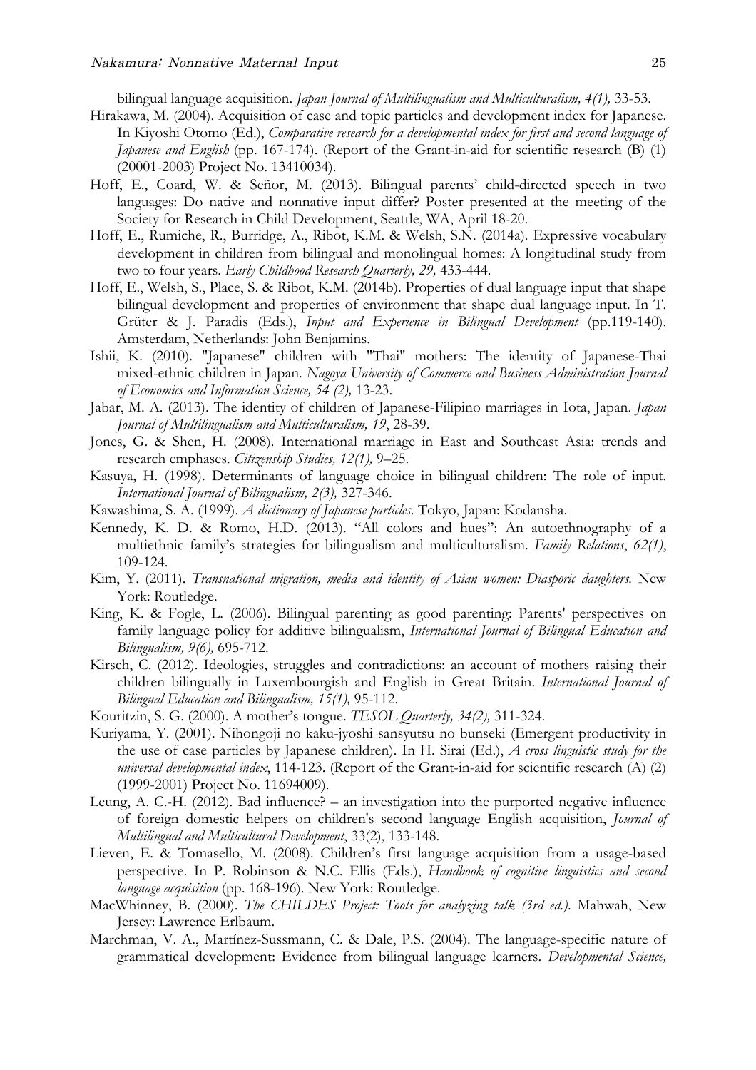bilingual language acquisition. *Japan Journal of Multilingualism and Multiculturalism, 4(1),* 33-53.

Hirakawa, M. (2004). Acquisition of case and topic particles and development index for Japanese. In Kiyoshi Otomo (Ed.), *Comparative research for a developmental index for first and second language of Japanese and English* (pp. 167-174). (Report of the Grant-in-aid for scientific research (B) (1) (20001-2003) Project No. 13410034).

Hoff, E., Coard, W. & Señor, M. (2013). Bilingual parents' child-directed speech in two languages: Do native and nonnative input differ? Poster presented at the meeting of the Society for Research in Child Development, Seattle, WA, April 18-20.

Hoff, E., Rumiche, R., Burridge, A., Ribot, K.M. & Welsh, S.N. (2014a). Expressive vocabulary development in children from bilingual and monolingual homes: A longitudinal study from two to four years. *Early Childhood Research Quarterly, 29,* 433-444.

Hoff, E., Welsh, S., Place, S. & Ribot, K.M. (2014b). Properties of dual language input that shape bilingual development and properties of environment that shape dual language input. In T. Grüter & J. Paradis (Eds.), *Input and Experience in Bilingual Development* (pp.119-140). Amsterdam, Netherlands: John Benjamins.

Ishii, K. (2010). "Japanese" children with "Thai" mothers: The identity of Japanese-Thai mixed-ethnic children in Japan. *Nagoya University of Commerce and Business Administration Journal of Economics and Information Science, 54 (2),* 13-23.

Jabar, M. A. (2013). The identity of children of Japanese-Filipino marriages in Iota, Japan. *Japan Journal of Multilingualism and Multiculturalism, 19*, 28-39.

Jones, G. & Shen, H. (2008). International marriage in East and Southeast Asia: trends and research emphases. *Citizenship Studies, 12(1),* 9–25.

Kasuya, H. (1998). Determinants of language choice in bilingual children: The role of input. *International Journal of Bilingualism, 2(3),* 327-346.

Kawashima, S. A. (1999). *A dictionary of Japanese particles.* Tokyo, Japan: Kodansha.

Kennedy, K. D. & Romo, H.D. (2013). "All colors and hues": An autoethnography of a multiethnic family's strategies for bilingualism and multiculturalism. *Family Relations*, *62(1)*, 109-124.

Kim, Y. (2011). *Transnational migration, media and identity of Asian women: Diasporic daughters.* New York: Routledge.

King, K. & Fogle, L. (2006). Bilingual parenting as good parenting: Parents' perspectives on family language policy for additive bilingualism, *International Journal of Bilingual Education and Bilingualism, 9(6),* 695-712.

Kirsch, C. (2012). Ideologies, struggles and contradictions: an account of mothers raising their children bilingually in Luxembourgish and English in Great Britain. *International Journal of Bilingual Education and Bilingualism, 15(1),* 95-112.

Kouritzin, S. G. (2000). A mother's tongue. *TESOL Quarterly, 34(2),* 311-324.

Kuriyama, Y. (2001). Nihongoji no kaku-jyoshi sansyutsu no bunseki (Emergent productivity in the use of case particles by Japanese children). In H. Sirai (Ed.), *A cross linguistic study for the universal developmental index*, 114-123. (Report of the Grant-in-aid for scientific research (A) (2) (1999-2001) Project No. 11694009).

Leung, A. C.-H. (2012). Bad influence? – an investigation into the purported negative influence of foreign domestic helpers on children's second language English acquisition, *Journal of Multilingual and Multicultural Development*, 33(2), 133-148.

Lieven, E. & Tomasello, M. (2008). Children's first language acquisition from a usage-based perspective. In P. Robinson & N.C. Ellis (Eds.), *Handbook of cognitive linguistics and second language acquisition* (pp. 168-196). New York: Routledge.

MacWhinney, B. (2000). *The CHILDES Project: Tools for analyzing talk (3rd ed.).* Mahwah, New Jersey: Lawrence Erlbaum.

Marchman, V. A., Martínez-Sussmann, C. & Dale, P.S. (2004). The language-specific nature of grammatical development: Evidence from bilingual language learners. *Developmental Science,*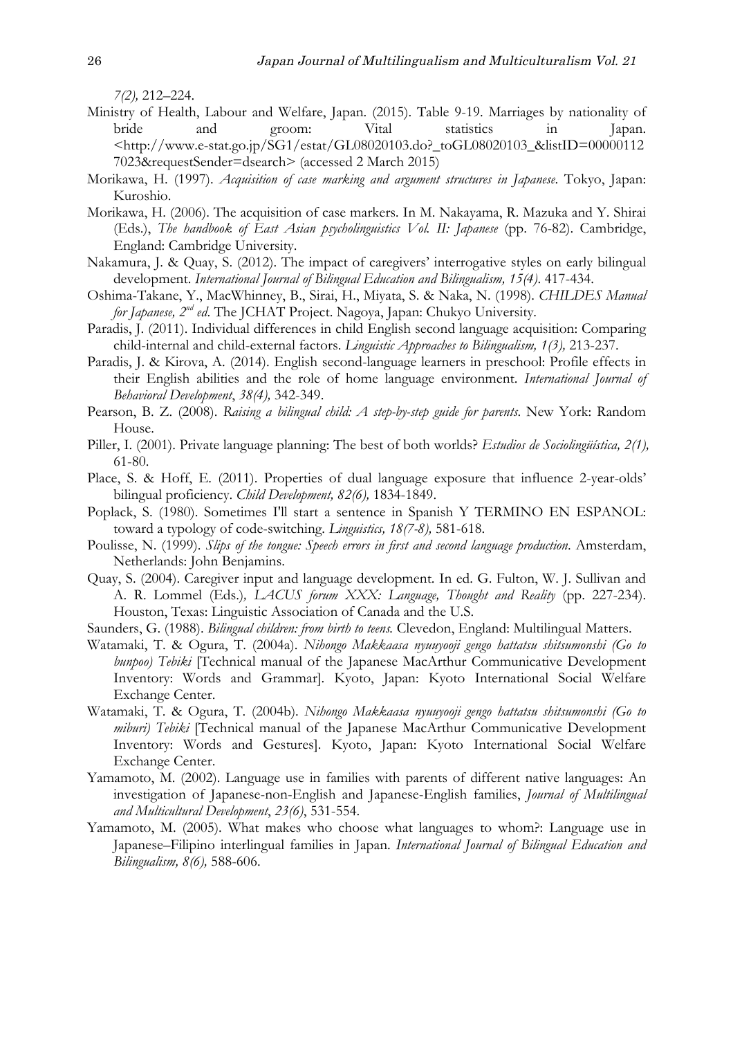*7(2),* 212–224.

Ministry of Health, Labour and Welfare, Japan. (2015). Table 9-19. Marriages by nationality of bride and groom: Vital statistics in Japan. <http://www.e-stat.go.jp/SG1/estat/GL08020103.do?_toGL08020103_&listID=000001127023&requestSender=dsearch> (accessed 2 March 2015)

Morikawa, H. (1997). *Acquisition of case marking and argument structures in Japanese*. Tokyo, Japan: Kuroshio.

Morikawa, H. (2006). The acquisition of case markers. In M. Nakayama, R. Mazuka and Y. Shirai (Eds.), *The handbook of East Asian psycholinguistics Vol. II: Japanese* (pp. 76-82). Cambridge, England: Cambridge University.

Nakamura, J. & Quay, S. (2012). The impact of caregivers' interrogative styles on early bilingual development. *International Journal of Bilingual Education and Bilingualism, 15(4)*. 417-434.

Oshima-Takane, Y., MacWhinney, B., Sirai, H., Miyata, S. & Naka, N. (1998). *CHILDES Manual for Japanese, 2nd ed*. The JCHAT Project. Nagoya, Japan: Chukyo University.

Paradis, J. (2011). Individual differences in child English second language acquisition: Comparing child-internal and child-external factors. *Linguistic Approaches to Bilingualism, 1(3),* 213-237.

Paradis, J. & Kirova, A. (2014). English second-language learners in preschool: Profile effects in their English abilities and the role of home language environment. *International Journal of Behavioral Development*, *38(4),* 342-349.

Pearson, B. Z. (2008). *Raising a bilingual child: A step-by-step guide for parents*. New York: Random House.

Piller, I. (2001). Private language planning: The best of both worlds? *Estudios de Sociolingüística, 2(1),* 61-80.

Place, S. & Hoff, E. (2011). Properties of dual language exposure that influence 2-year-olds' bilingual proficiency. *Child Development, 82(6),* 1834-1849.

Poplack, S. (1980). Sometimes I'll start a sentence in Spanish Y TERMINO EN ESPANOL: toward a typology of code-switching. *Linguistics, 18(7-8),* 581-618.

Poulisse, N. (1999). *Slips of the tongue: Speech errors in first and second language production*. Amsterdam, Netherlands: John Benjamins.

Quay, S. (2004). Caregiver input and language development. In ed. G. Fulton, W. J. Sullivan and A. R. Lommel (Eds.)*, LACUS forum XXX: Language, Thought and Reality* (pp. 227-234). Houston, Texas: Linguistic Association of Canada and the U.S.

Saunders, G. (1988). *Bilingual children: from birth to teens.* Clevedon, England: Multilingual Matters.

Watamaki, T. & Ogura, T. (2004a). *Nihongo Makkaasa nyuuyooji gengo hattatsu shitsumonshi (Go to bunpoo) Tebiki* [Technical manual of the Japanese MacArthur Communicative Development Inventory: Words and Grammar]. Kyoto, Japan: Kyoto International Social Welfare Exchange Center.

Watamaki, T. & Ogura, T. (2004b). *Nihongo Makkaasa nyuuyooji gengo hattatsu shitsumonshi (Go to miburi) Tebiki* [Technical manual of the Japanese MacArthur Communicative Development Inventory: Words and Gestures]. Kyoto, Japan: Kyoto International Social Welfare Exchange Center.

Yamamoto, M. (2002). Language use in families with parents of different native languages: An investigation of Japanese-non-English and Japanese-English families, *Journal of Multilingual and Multicultural Development*, *23(6)*, 531-554.

Yamamoto, M. (2005). What makes who choose what languages to whom?: Language use in Japanese–Filipino interlingual families in Japan. *International Journal of Bilingual Education and Bilingualism, 8(6),* 588-606.